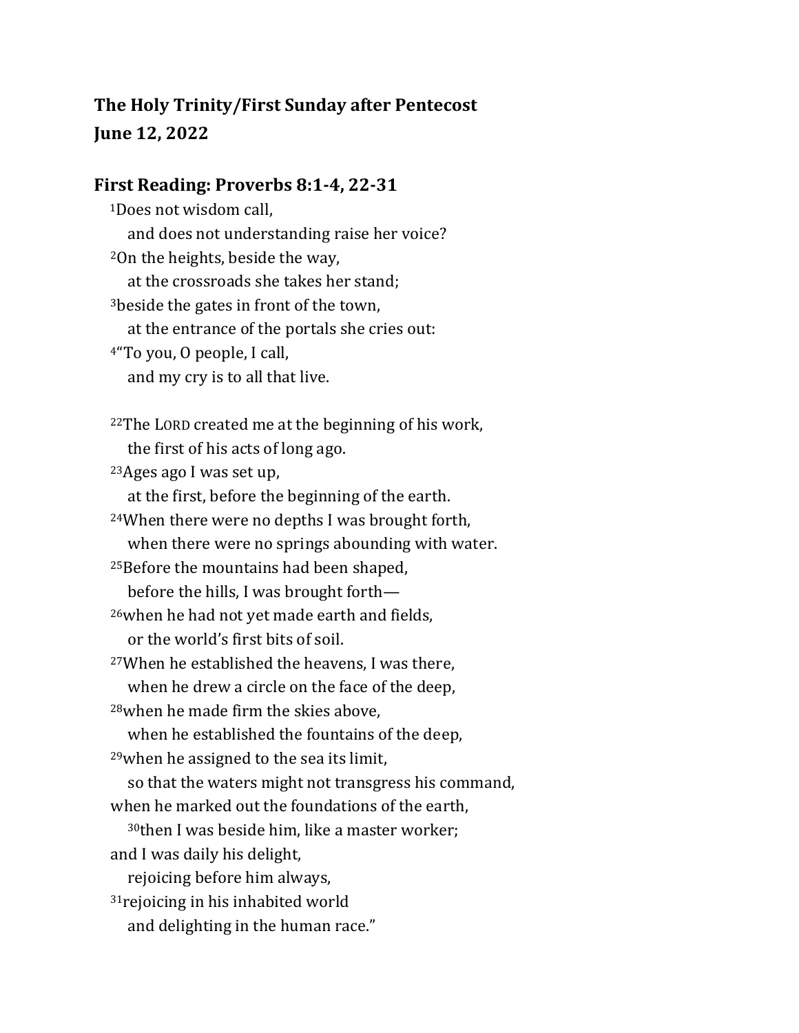**The Holy Trinity/First Sunday after Pentecost**
**June 12, 2022**

## First Reading: Proverbs 8:1-4, 22-31

[1]Does not wisdom call,
  and does not understanding raise her voice?
[2]On the heights, beside the way,
  at the crossroads she takes her stand;
[3]beside the gates in front of the town,
  at the entrance of the portals she cries out:
[4]"To you, O people, I call,
  and my cry is to all that live.

[22]The LORD created me at the beginning of his work,
  the first of his acts of long ago.
[23]Ages ago I was set up,
  at the first, before the beginning of the earth.
[24]When there were no depths I was brought forth,
  when there were no springs abounding with water.
[25]Before the mountains had been shaped,
  before the hills, I was brought forth—
[26]when he had not yet made earth and fields,
  or the world's first bits of soil.
[27]When he established the heavens, I was there,
  when he drew a circle on the face of the deep,
[28]when he made firm the skies above,
  when he established the fountains of the deep,
[29]when he assigned to the sea its limit,
  so that the waters might not transgress his command,
when he marked out the foundations of the earth,
  [30]then I was beside him, like a master worker;
and I was daily his delight,
  rejoicing before him always,
[31]rejoicing in his inhabited world
  and delighting in the human race."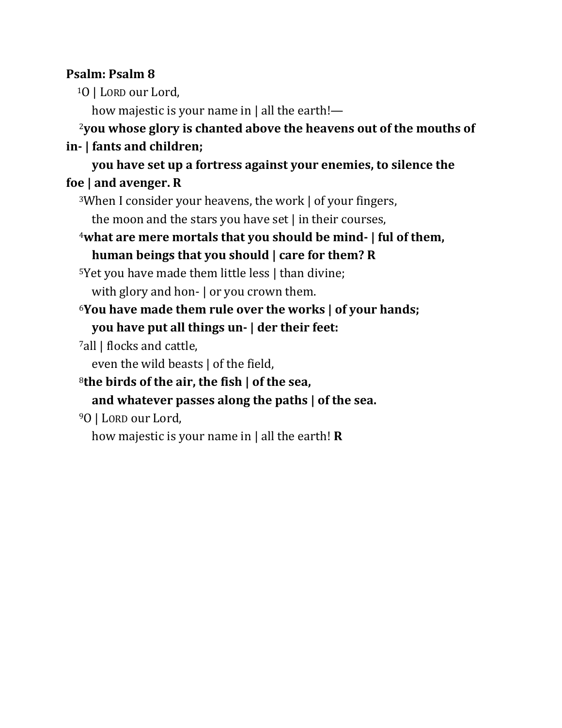**Psalm: Psalm 8**

[1]O | LORD our Lord,
how majestic is your name in | all the earth!—

**[2]you whose glory is chanted above the heavens out of the mouths of in- | fants and children;**
**you have set up a fortress against your enemies, to silence the foe | and avenger. R**

[3]When I consider your heavens, the work | of your fingers,
the moon and the stars you have set | in their courses,

**[4]what are mere mortals that you should be mind- | ful of them,**
**human beings that you should | care for them? R**

[5]Yet you have made them little less | than divine;
with glory and hon- | or you crown them.

**[6]You have made them rule over the works | of your hands;**
**you have put all things un- | der their feet:**

[7]all | flocks and cattle,
even the wild beasts | of the field,

**[8]the birds of the air, the fish | of the sea,**
**and whatever passes along the paths | of the sea.**

[9]O | LORD our Lord,
how majestic is your name in | all the earth! **R**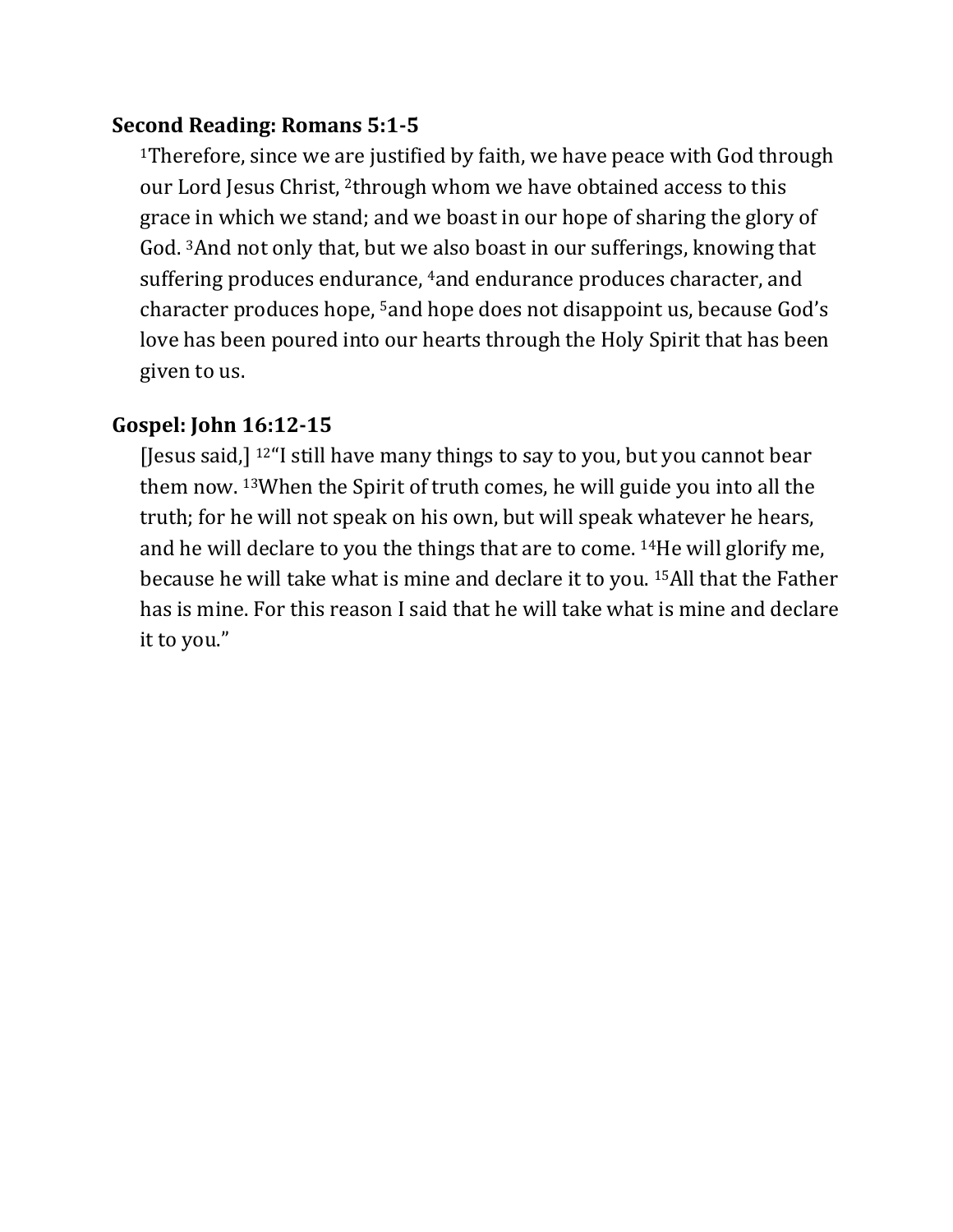**Second Reading: Romans 5:1-5**

[1]Therefore, since we are justified by faith, we have peace with God through our Lord Jesus Christ, [2]through whom we have obtained access to this grace in which we stand; and we boast in our hope of sharing the glory of God. [3]And not only that, but we also boast in our sufferings, knowing that suffering produces endurance, [4]and endurance produces character, and character produces hope, [5]and hope does not disappoint us, because God's love has been poured into our hearts through the Holy Spirit that has been given to us.

**Gospel: John 16:12-15**

[Jesus said,] [12]"I still have many things to say to you, but you cannot bear them now. [13]When the Spirit of truth comes, he will guide you into all the truth; for he will not speak on his own, but will speak whatever he hears, and he will declare to you the things that are to come. [14]He will glorify me, because he will take what is mine and declare it to you. [15]All that the Father has is mine. For this reason I said that he will take what is mine and declare it to you."